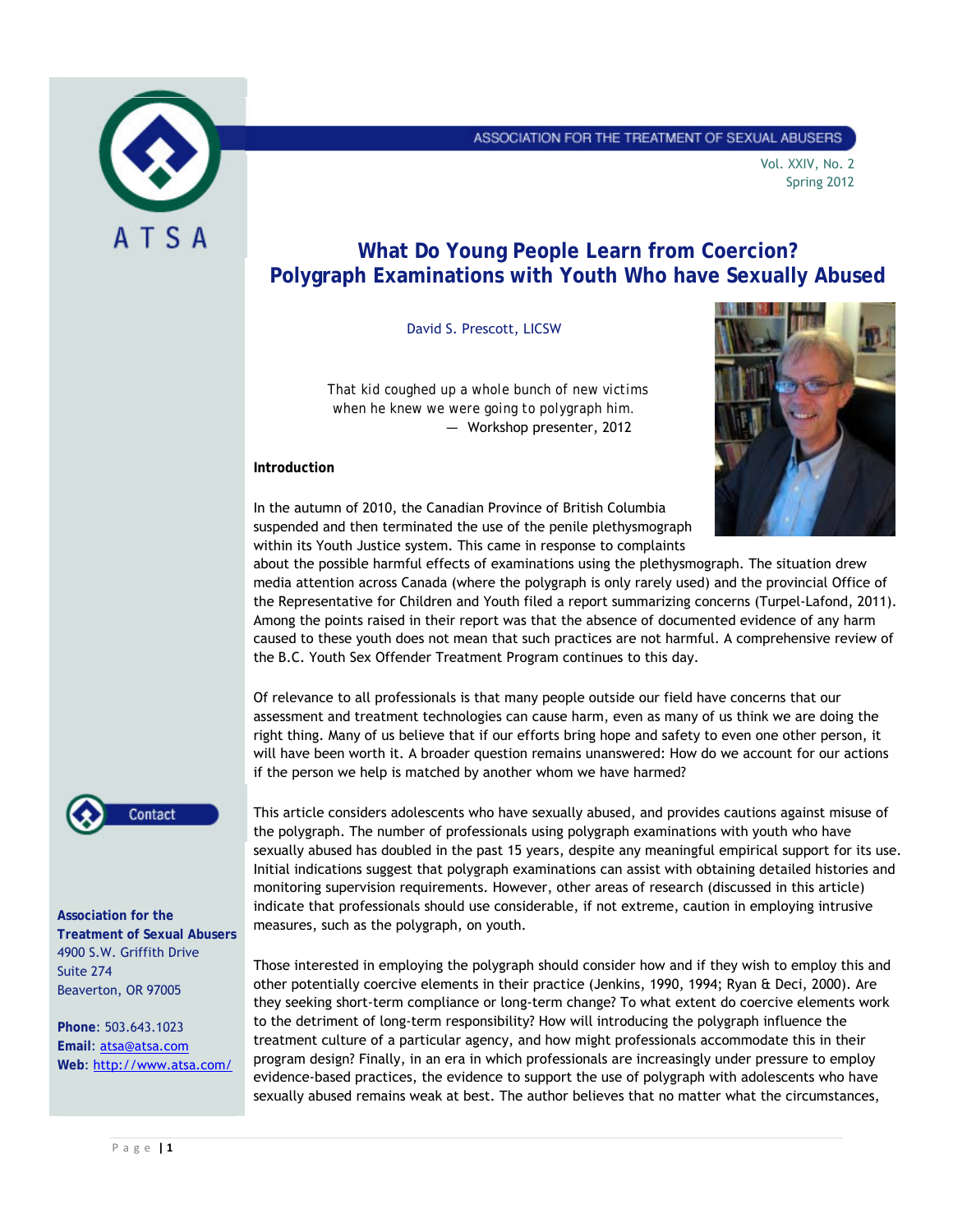ASSOCIATION FOR THE TREATMENT OF SEXUAL ABUSERS

Vol. XXIV, No. 2
Spring 2012

# What Do Young People Learn from Coercion? Polygraph Examinations with Youth Who have Sexually Abused

David S. Prescott, LICSW

> That kid coughed up a whole bunch of new victims when he knew we were going to polygraph him.
> — Workshop presenter, 2012

**Introduction**

In the autumn of 2010, the Canadian Province of British Columbia suspended and then terminated the use of the penile plethysmograph within its Youth Justice system. This came in response to complaints about the possible harmful effects of examinations using the plethysmograph. The situation drew media attention across Canada (where the polygraph is only rarely used) and the provincial Office of the Representative for Children and Youth filed a report summarizing concerns (Turpel-Lafond, 2011). Among the points raised in their report was that the absence of documented evidence of any harm caused to these youth does not mean that such practices are not harmful. A comprehensive review of the B.C. Youth Sex Offender Treatment Program continues to this day.

Of relevance to all professionals is that many people outside our field have concerns that our assessment and treatment technologies can cause harm, even as many of us think we are doing the right thing. Many of us believe that if our efforts bring hope and safety to even one other person, it will have been worth it. A broader question remains unanswered: How do we account for our actions if the person we help is matched by another whom we have harmed?

This article considers adolescents who have sexually abused, and provides cautions against misuse of the polygraph. The number of professionals using polygraph examinations with youth who have sexually abused has doubled in the past 15 years, despite any meaningful empirical support for its use. Initial indications suggest that polygraph examinations can assist with obtaining detailed histories and monitoring supervision requirements. However, other areas of research (discussed in this article) indicate that professionals should use considerable, if not extreme, caution in employing intrusive measures, such as the polygraph, on youth.

Those interested in employing the polygraph should consider how and if they wish to employ this and other potentially coercive elements in their practice (Jenkins, 1990, 1994; Ryan & Deci, 2000). Are they seeking short-term compliance or long-term change? To what extent do coercive elements work to the detriment of long-term responsibility? How will introducing the polygraph influence the treatment culture of a particular agency, and how might professionals accommodate this in their program design? Finally, in an era in which professionals are increasingly under pressure to employ evidence-based practices, the evidence to support the use of polygraph with adolescents who have sexually abused remains weak at best. The author believes that no matter what the circumstances,

Contact

**Association for the Treatment of Sexual Abusers**
4900 S.W. Griffith Drive
Suite 274
Beaverton, OR 97005

**Phone**: 503.643.1023
**Email**: atsa@atsa.com
**Web**: http://www.atsa.com/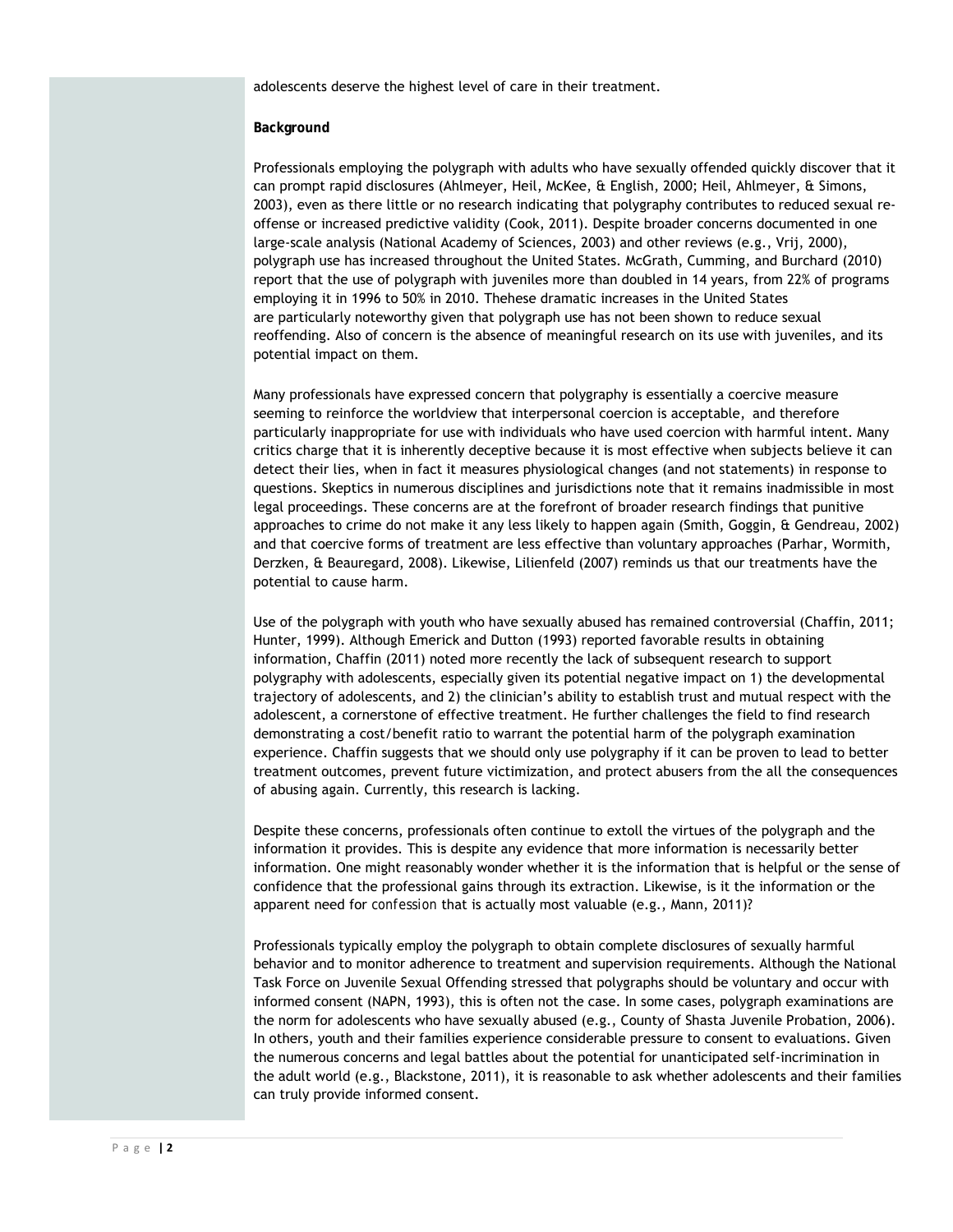adolescents deserve the highest level of care in their treatment.

**Background**

Professionals employing the polygraph with adults who have sexually offended quickly discover that it can prompt rapid disclosures (Ahlmeyer, Heil, McKee, & English, 2000; Heil, Ahlmeyer, & Simons, 2003), even as there little or no research indicating that polygraphy contributes to reduced sexual re-offense or increased predictive validity (Cook, 2011). Despite broader concerns documented in one large-scale analysis (National Academy of Sciences, 2003) and other reviews (e.g., Vrij, 2000), polygraph use has increased throughout the United States. McGrath, Cumming, and Burchard (2010) report that the use of polygraph with juveniles more than doubled in 14 years, from 22% of programs employing it in 1996 to 50% in 2010. Thehese dramatic increases in the United States are particularly noteworthy given that polygraph use has not been shown to reduce sexual reoffending. Also of concern is the absence of meaningful research on its use with juveniles, and its potential impact on them.

Many professionals have expressed concern that polygraphy is essentially a coercive measure seeming to reinforce the worldview that interpersonal coercion is acceptable, and therefore particularly inappropriate for use with individuals who have used coercion with harmful intent. Many critics charge that it is inherently deceptive because it is most effective when subjects believe it can detect their lies, when in fact it measures physiological changes (and not statements) in response to questions. Skeptics in numerous disciplines and jurisdictions note that it remains inadmissible in most legal proceedings. These concerns are at the forefront of broader research findings that punitive approaches to crime do not make it any less likely to happen again (Smith, Goggin, & Gendreau, 2002) and that coercive forms of treatment are less effective than voluntary approaches (Parhar, Wormith, Derzken, & Beauregard, 2008). Likewise, Lilienfeld (2007) reminds us that our treatments have the potential to cause harm.

Use of the polygraph with youth who have sexually abused has remained controversial (Chaffin, 2011; Hunter, 1999). Although Emerick and Dutton (1993) reported favorable results in obtaining information, Chaffin (2011) noted more recently the lack of subsequent research to support polygraphy with adolescents, especially given its potential negative impact on 1) the developmental trajectory of adolescents, and 2) the clinician's ability to establish trust and mutual respect with the adolescent, a cornerstone of effective treatment. He further challenges the field to find research demonstrating a cost/benefit ratio to warrant the potential harm of the polygraph examination experience. Chaffin suggests that we should only use polygraphy if it can be proven to lead to better treatment outcomes, prevent future victimization, and protect abusers from the all the consequences of abusing again. Currently, this research is lacking.

Despite these concerns, professionals often continue to extoll the virtues of the polygraph and the information it provides. This is despite any evidence that more information is necessarily better information. One might reasonably wonder whether it is the information that is helpful or the sense of confidence that the professional gains through its extraction. Likewise, is it the information or the apparent need for confession that is actually most valuable (e.g., Mann, 2011)?

Professionals typically employ the polygraph to obtain complete disclosures of sexually harmful behavior and to monitor adherence to treatment and supervision requirements. Although the National Task Force on Juvenile Sexual Offending stressed that polygraphs should be voluntary and occur with informed consent (NAPN, 1993), this is often not the case. In some cases, polygraph examinations are the norm for adolescents who have sexually abused (e.g., County of Shasta Juvenile Probation, 2006). In others, youth and their families experience considerable pressure to consent to evaluations. Given the numerous concerns and legal battles about the potential for unanticipated self-incrimination in the adult world (e.g., Blackstone, 2011), it is reasonable to ask whether adolescents and their families can truly provide informed consent.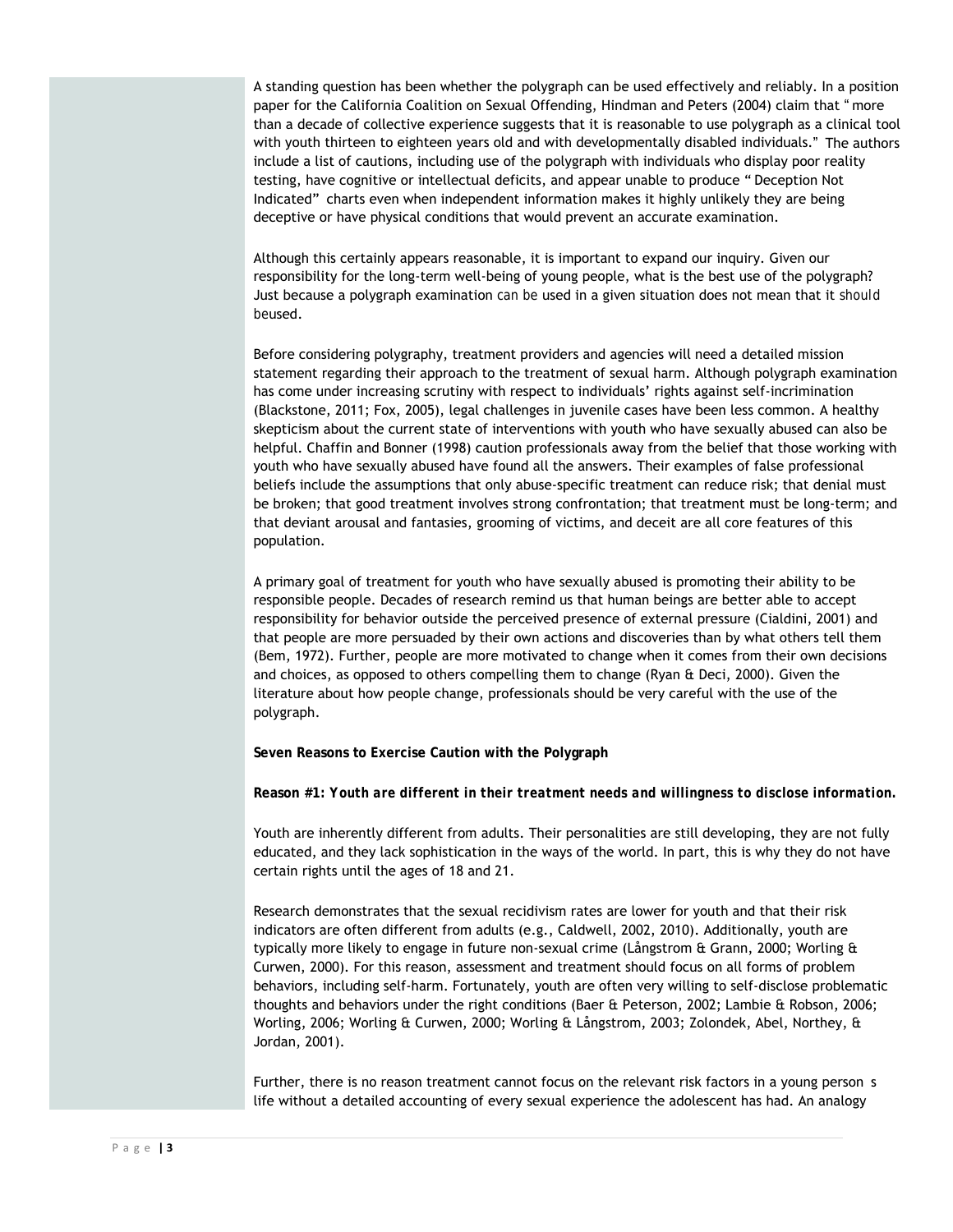A standing question has been whether the polygraph can be used effectively and reliably. In a position paper for the California Coalition on Sexual Offending, Hindman and Peters (2004) claim that "more than a decade of collective experience suggests that it is reasonable to use polygraph as a clinical tool with youth thirteen to eighteen years old and with developmentally disabled individuals." The authors include a list of cautions, including use of the polygraph with individuals who display poor reality testing, have cognitive or intellectual deficits, and appear unable to produce "Deception Not Indicated" charts even when independent information makes it highly unlikely they are being deceptive or have physical conditions that would prevent an accurate examination.

Although this certainly appears reasonable, it is important to expand our inquiry. Given our responsibility for the long-term well-being of young people, what is the best use of the polygraph? Just because a polygraph examination *can be* used in a given situation does not mean that it *should beused*.

Before considering polygraphy, treatment providers and agencies will need a detailed mission statement regarding their approach to the treatment of sexual harm. Although polygraph examination has come under increasing scrutiny with respect to individuals' rights against self-incrimination (Blackstone, 2011; Fox, 2005), legal challenges in juvenile cases have been less common. A healthy skepticism about the current state of interventions with youth who have sexually abused can also be helpful. Chaffin and Bonner (1998) caution professionals away from the belief that those working with youth who have sexually abused have found all the answers. Their examples of false professional beliefs include the assumptions that only abuse-specific treatment can reduce risk; that denial must be broken; that good treatment involves strong confrontation; that treatment must be long-term; and that deviant arousal and fantasies, grooming of victims, and deceit are all core features of this population.

A primary goal of treatment for youth who have sexually abused is promoting their ability to be responsible people. Decades of research remind us that human beings are better able to accept responsibility for behavior outside the perceived presence of external pressure (Cialdini, 2001) and that people are more persuaded by their own actions and discoveries than by what others tell them (Bem, 1972). Further, people are more motivated to change when it comes from their own decisions and choices, as opposed to others compelling them to change (Ryan & Deci, 2000). Given the literature about how people change, professionals should be very careful with the use of the polygraph.

**Seven Reasons to Exercise Caution with the Polygraph**

***Reason #1: Youth are different in their treatment needs and willingness to disclose information.***

Youth are inherently different from adults. Their personalities are still developing, they are not fully educated, and they lack sophistication in the ways of the world. In part, this is why they do not have certain rights until the ages of 18 and 21.

Research demonstrates that the sexual recidivism rates are lower for youth and that their risk indicators are often different from adults (e.g., Caldwell, 2002, 2010). Additionally, youth are typically more likely to engage in future non-sexual crime (Långstrom & Grann, 2000; Worling & Curwen, 2000). For this reason, assessment and treatment should focus on all forms of problem behaviors, including self-harm. Fortunately, youth are often very willing to self-disclose problematic thoughts and behaviors under the right conditions (Baer & Peterson, 2002; Lambie & Robson, 2006; Worling, 2006; Worling & Curwen, 2000; Worling & Långstrom, 2003; Zolondek, Abel, Northey, & Jordan, 2001).

Further, there is no reason treatment cannot focus on the relevant risk factors in a young person s life without a detailed accounting of every sexual experience the adolescent has had. An analogy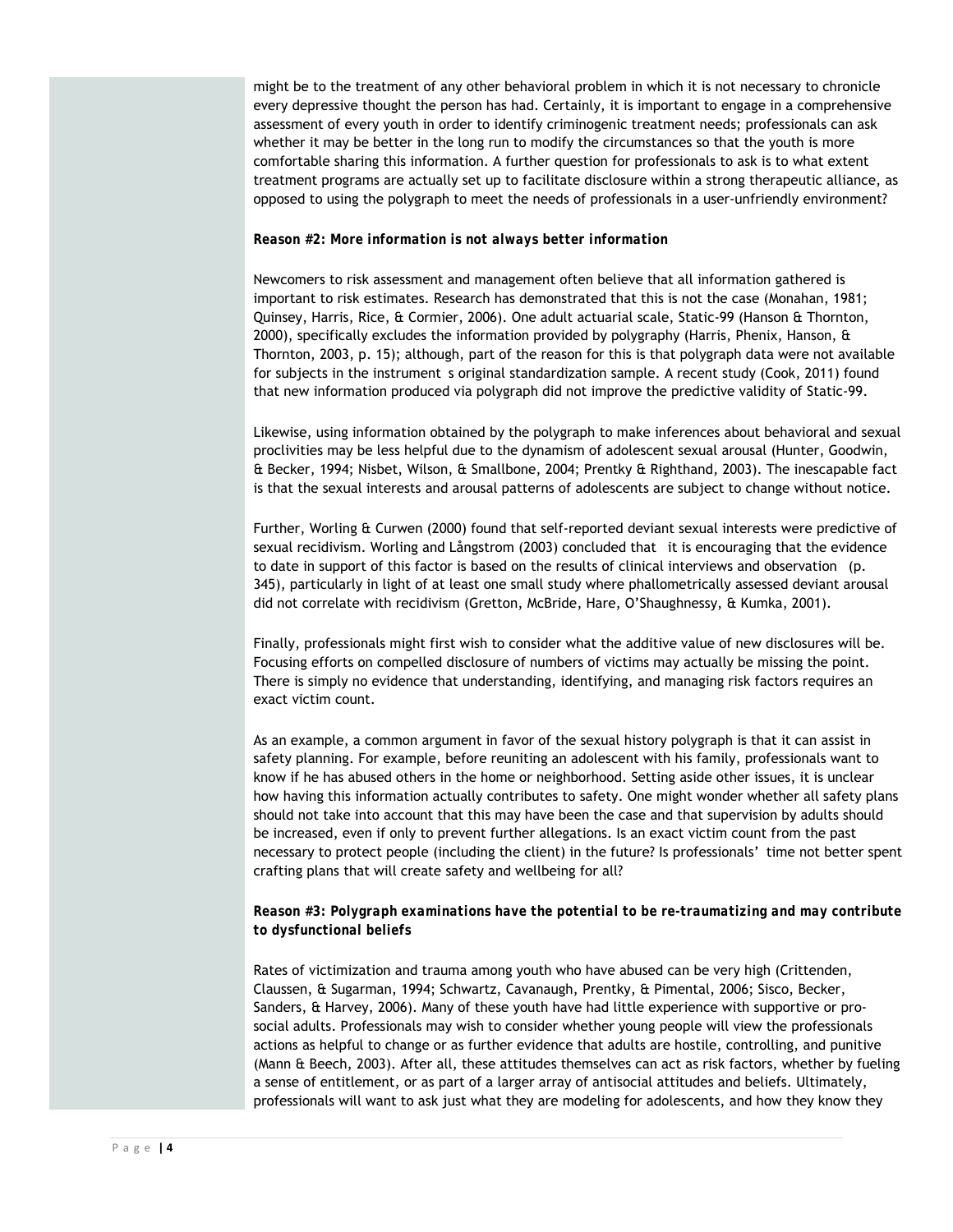might be to the treatment of any other behavioral problem in which it is not necessary to chronicle every depressive thought the person has had. Certainly, it is important to engage in a comprehensive assessment of every youth in order to identify criminogenic treatment needs; professionals can ask whether it may be better in the long run to modify the circumstances so that the youth is more comfortable sharing this information. A further question for professionals to ask is to what extent treatment programs are actually set up to facilitate disclosure within a strong therapeutic alliance, as opposed to using the polygraph to meet the needs of professionals in a user-unfriendly environment?

***Reason #2: More information is not always better information***

Newcomers to risk assessment and management often believe that all information gathered is important to risk estimates. Research has demonstrated that this is not the case (Monahan, 1981; Quinsey, Harris, Rice, & Cormier, 2006). One adult actuarial scale, Static-99 (Hanson & Thornton, 2000), specifically excludes the information provided by polygraphy (Harris, Phenix, Hanson, & Thornton, 2003, p. 15); although, part of the reason for this is that polygraph data were not available for subjects in the instrument s original standardization sample. A recent study (Cook, 2011) found that new information produced via polygraph did not improve the predictive validity of Static-99.

Likewise, using information obtained by the polygraph to make inferences about behavioral and sexual proclivities may be less helpful due to the dynamism of adolescent sexual arousal (Hunter, Goodwin, & Becker, 1994; Nisbet, Wilson, & Smallbone, 2004; Prentky & Righthand, 2003). The inescapable fact is that the sexual interests and arousal patterns of adolescents are subject to change without notice.

Further, Worling & Curwen (2000) found that self-reported deviant sexual interests were predictive of sexual recidivism. Worling and Långstrom (2003) concluded that it is encouraging that the evidence to date in support of this factor is based on the results of clinical interviews and observation (p. 345), particularly in light of at least one small study where phallometrically assessed deviant arousal did not correlate with recidivism (Gretton, McBride, Hare, O'Shaughnessy, & Kumka, 2001).

Finally, professionals might first wish to consider what the additive value of new disclosures will be. Focusing efforts on compelled disclosure of numbers of victims may actually be missing the point. There is simply no evidence that understanding, identifying, and managing risk factors requires an exact victim count.

As an example, a common argument in favor of the sexual history polygraph is that it can assist in safety planning. For example, before reuniting an adolescent with his family, professionals want to know if he has abused others in the home or neighborhood. Setting aside other issues, it is unclear how having this information actually contributes to safety. One might wonder whether all safety plans should not take into account that this may have been the case and that supervision by adults should be increased, even if only to prevent further allegations. Is an exact victim count from the past necessary to protect people (including the client) in the future? Is professionals' time not better spent crafting plans that will create safety and wellbeing for all?

***Reason #3: Polygraph examinations have the potential to be re-traumatizing and may contribute to dysfunctional beliefs***

Rates of victimization and trauma among youth who have abused can be very high (Crittenden, Claussen, & Sugarman, 1994; Schwartz, Cavanaugh, Prentky, & Pimental, 2006; Sisco, Becker, Sanders, & Harvey, 2006). Many of these youth have had little experience with supportive or pro-social adults. Professionals may wish to consider whether young people will view the professionals actions as helpful to change or as further evidence that adults are hostile, controlling, and punitive (Mann & Beech, 2003). After all, these attitudes themselves can act as risk factors, whether by fueling a sense of entitlement, or as part of a larger array of antisocial attitudes and beliefs. Ultimately, professionals will want to ask just what they are modeling for adolescents, and how they know they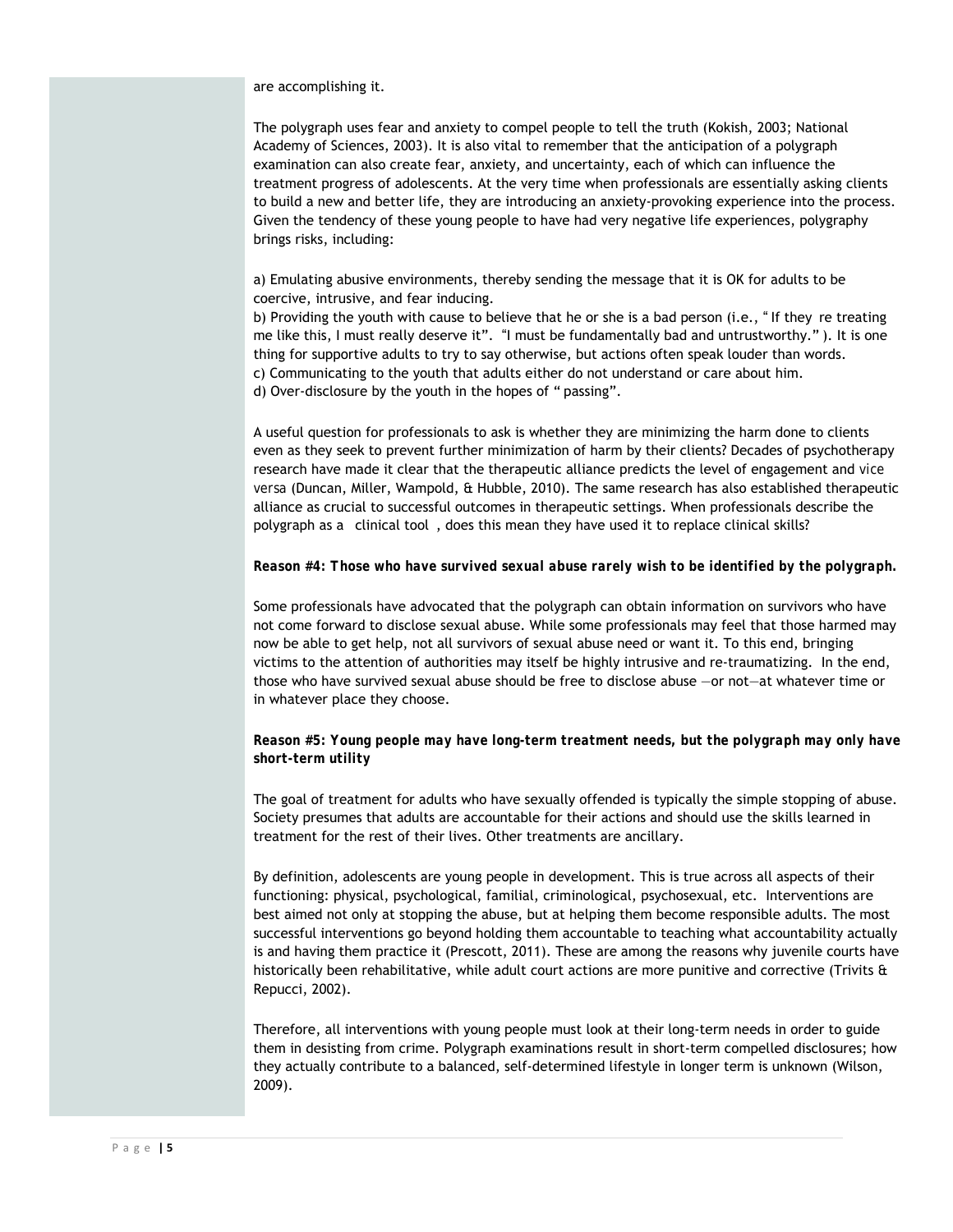are accomplishing it.

The polygraph uses fear and anxiety to compel people to tell the truth (Kokish, 2003; National Academy of Sciences, 2003). It is also vital to remember that the anticipation of a polygraph examination can also create fear, anxiety, and uncertainty, each of which can influence the treatment progress of adolescents. At the very time when professionals are essentially asking clients to build a new and better life, they are introducing an anxiety-provoking experience into the process. Given the tendency of these young people to have had very negative life experiences, polygraphy brings risks, including:

a) Emulating abusive environments, thereby sending the message that it is OK for adults to be coercive, intrusive, and fear inducing.
b) Providing the youth with cause to believe that he or she is a bad person (i.e., " If they re treating me like this, I must really deserve it". "I must be fundamentally bad and untrustworthy." ). It is one thing for supportive adults to try to say otherwise, but actions often speak louder than words.
c) Communicating to the youth that adults either do not understand or care about him.
d) Over-disclosure by the youth in the hopes of " passing".

A useful question for professionals to ask is whether they are minimizing the harm done to clients even as they seek to prevent further minimization of harm by their clients? Decades of psychotherapy research have made it clear that the therapeutic alliance predicts the level of engagement and *vice versa* (Duncan, Miller, Wampold, & Hubble, 2010). The same research has also established therapeutic alliance as crucial to successful outcomes in therapeutic settings. When professionals describe the polygraph as a clinical tool , does this mean they have used it to replace clinical skills?

***Reason #4: Those who have survived sexual abuse rarely wish to be identified by the polygraph.***

Some professionals have advocated that the polygraph can obtain information on survivors who have not come forward to disclose sexual abuse. While some professionals may feel that those harmed may now be able to get help, not all survivors of sexual abuse need or want it. To this end, bringing victims to the attention of authorities may itself be highly intrusive and re-traumatizing. In the end, those who have survived sexual abuse should be free to disclose abuse —or not—at whatever time or in whatever place they choose.

***Reason #5: Young people may have long-term treatment needs, but the polygraph may only have short-term utility***

The goal of treatment for adults who have sexually offended is typically the simple stopping of abuse. Society presumes that adults are accountable for their actions and should use the skills learned in treatment for the rest of their lives. Other treatments are ancillary.

By definition, adolescents are young people in development. This is true across all aspects of their functioning: physical, psychological, familial, criminological, psychosexual, etc. Interventions are best aimed not only at stopping the abuse, but at helping them become responsible adults. The most successful interventions go beyond holding them accountable to teaching what accountability actually is and having them practice it (Prescott, 2011). These are among the reasons why juvenile courts have historically been rehabilitative, while adult court actions are more punitive and corrective (Trivits & Repucci, 2002).

Therefore, all interventions with young people must look at their long-term needs in order to guide them in desisting from crime. Polygraph examinations result in short-term compelled disclosures; how they actually contribute to a balanced, self-determined lifestyle in longer term is unknown (Wilson, 2009).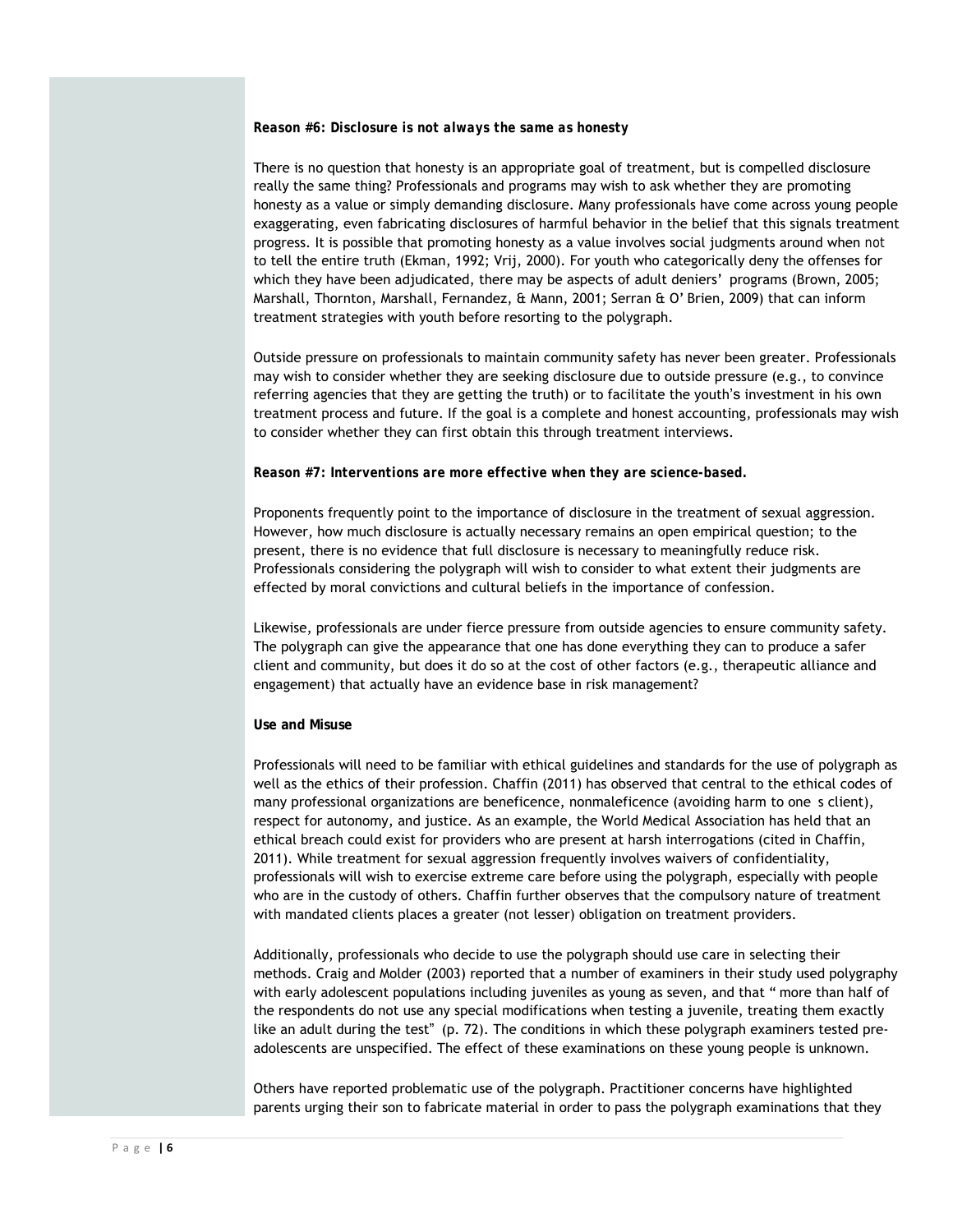**Reason #6: Disclosure is not *always* the same as honesty**

There is no question that honesty is an appropriate goal of treatment, but is compelled disclosure really the same thing? Professionals and programs may wish to ask whether they are promoting honesty as a value or simply demanding disclosure. Many professionals have come across young people exaggerating, even fabricating disclosures of harmful behavior in the belief that this signals treatment progress. It is possible that promoting honesty as a value involves social judgments around when not to tell the entire truth (Ekman, 1992; Vrij, 2000). For youth who categorically deny the offenses for which they have been adjudicated, there may be aspects of adult deniers' programs (Brown, 2005; Marshall, Thornton, Marshall, Fernandez, & Mann, 2001; Serran & O' Brien, 2009) that can inform treatment strategies with youth before resorting to the polygraph.

Outside pressure on professionals to maintain community safety has never been greater. Professionals may wish to consider whether they are seeking disclosure due to outside pressure (e.g., to convince referring agencies that they are getting the truth) or to facilitate the youth's investment in his own treatment process and future. If the goal is a complete and honest accounting, professionals may wish to consider whether they can first obtain this through treatment interviews.

**Reason #7: Interventions are more effective when they are science-based.**

Proponents frequently point to the importance of disclosure in the treatment of sexual aggression. However, how much disclosure is actually necessary remains an open empirical question; to the present, there is no evidence that full disclosure is necessary to meaningfully reduce risk. Professionals considering the polygraph will wish to consider to what extent their judgments are effected by moral convictions and cultural beliefs in the importance of confession.

Likewise, professionals are under fierce pressure from outside agencies to ensure community safety. The polygraph can give the appearance that one has done everything they can to produce a safer client and community, but does it do so at the cost of other factors (e.g., therapeutic alliance and engagement) that actually have an evidence base in risk management?

**Use and Misuse**

Professionals will need to be familiar with ethical guidelines and standards for the use of polygraph as well as the ethics of their profession. Chaffin (2011) has observed that central to the ethical codes of many professional organizations are beneficence, nonmaleficence (avoiding harm to one s client), respect for autonomy, and justice. As an example, the World Medical Association has held that an ethical breach could exist for providers who are present at harsh interrogations (cited in Chaffin, 2011). While treatment for sexual aggression frequently involves waivers of confidentiality, professionals will wish to exercise extreme care before using the polygraph, especially with people who are in the custody of others. Chaffin further observes that the compulsory nature of treatment with mandated clients places a greater (not lesser) obligation on treatment providers.

Additionally, professionals who decide to use the polygraph should use care in selecting their methods. Craig and Molder (2003) reported that a number of examiners in their study used polygraphy with early adolescent populations including juveniles as young as seven, and that " more than half of the respondents do not use any special modifications when testing a juvenile, treating them exactly like an adult during the test" (p. 72). The conditions in which these polygraph examiners tested pre-adolescents are unspecified. The effect of these examinations on these young people is unknown.

Others have reported problematic use of the polygraph. Practitioner concerns have highlighted parents urging their son to fabricate material in order to pass the polygraph examinations that they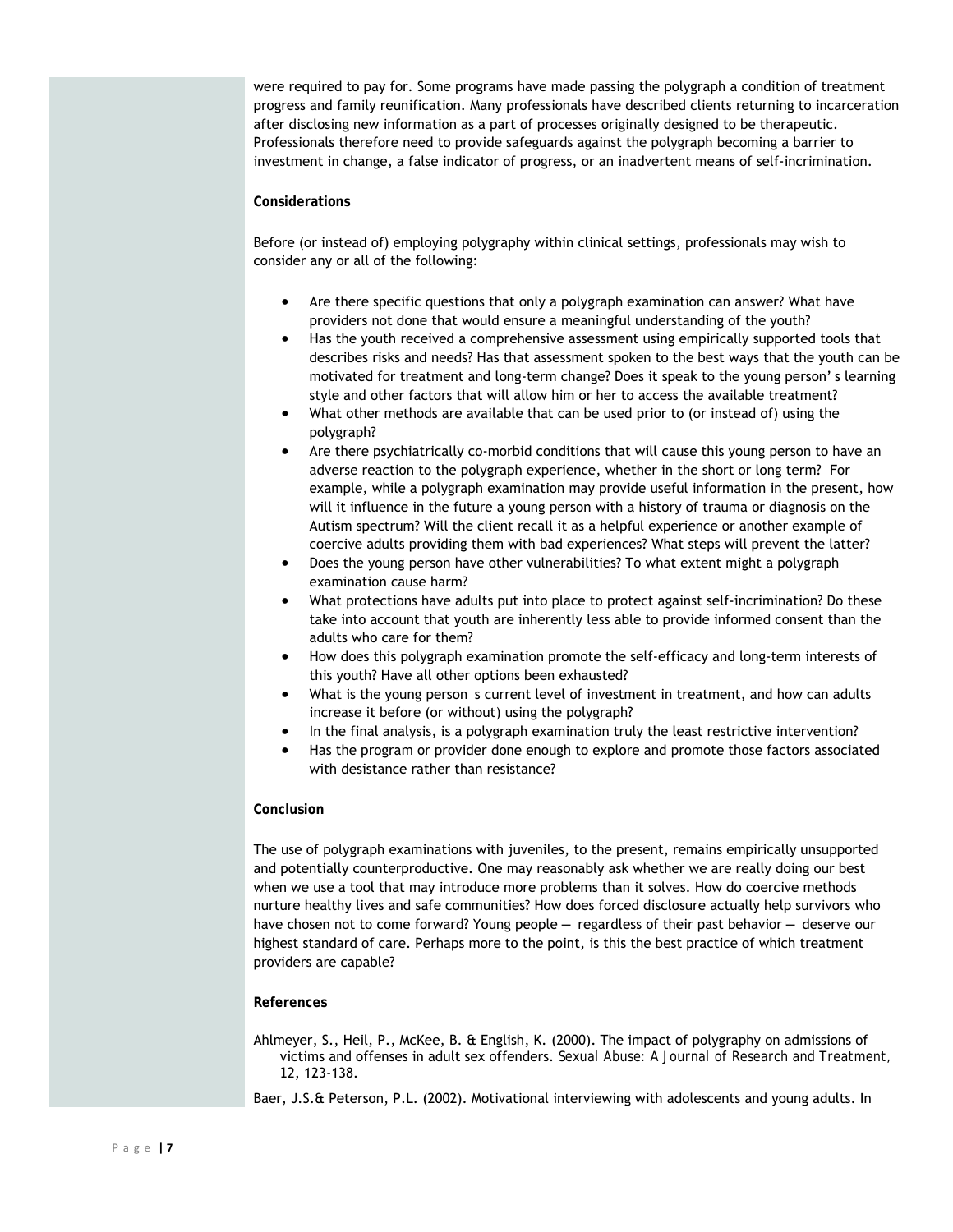were required to pay for. Some programs have made passing the polygraph a condition of treatment progress and family reunification. Many professionals have described clients returning to incarceration after disclosing new information as a part of processes originally designed to be therapeutic. Professionals therefore need to provide safeguards against the polygraph becoming a barrier to investment in change, a false indicator of progress, or an inadvertent means of self-incrimination.

**Considerations**

Before (or instead of) employing polygraphy within clinical settings, professionals may wish to consider any or all of the following:

- Are there specific questions that only a polygraph examination can answer? What have providers not done that would ensure a meaningful understanding of the youth?
- Has the youth received a comprehensive assessment using empirically supported tools that describes risks and needs? Has that assessment spoken to the best ways that the youth can be motivated for treatment and long-term change? Does it speak to the young person' s learning style and other factors that will allow him or her to access the available treatment?
- What other methods are available that can be used prior to (or instead of) using the polygraph?
- Are there psychiatrically co-morbid conditions that will cause this young person to have an adverse reaction to the polygraph experience, whether in the short or long term? For example, while a polygraph examination may provide useful information in the present, how will it influence in the future a young person with a history of trauma or diagnosis on the Autism spectrum? Will the client recall it as a helpful experience or another example of coercive adults providing them with bad experiences? What steps will prevent the latter?
- Does the young person have other vulnerabilities? To what extent might a polygraph examination cause harm?
- What protections have adults put into place to protect against self-incrimination? Do these take into account that youth are inherently less able to provide informed consent than the adults who care for them?
- How does this polygraph examination promote the self-efficacy and long-term interests of this youth? Have all other options been exhausted?
- What is the young person s current level of investment in treatment, and how can adults increase it before (or without) using the polygraph?
- In the final analysis, is a polygraph examination truly the least restrictive intervention?
- Has the program or provider done enough to explore and promote those factors associated with desistance rather than resistance?

**Conclusion**

The use of polygraph examinations with juveniles, to the present, remains empirically unsupported and potentially counterproductive. One may reasonably ask whether we are really doing our best when we use a tool that may introduce more problems than it solves. How do coercive methods nurture healthy lives and safe communities? How does forced disclosure actually help survivors who have chosen not to come forward? Young people — regardless of their past behavior — deserve our highest standard of care. Perhaps more to the point, is this the best practice of which treatment providers are capable?

**References**

Ahlmeyer, S., Heil, P., McKee, B. & English, K. (2000). The impact of polygraphy on admissions of victims and offenses in adult sex offenders. *Sexual Abuse: A Journal of Research and Treatment, 12*, 123-138.

Baer, J.S.& Peterson, P.L. (2002). Motivational interviewing with adolescents and young adults. In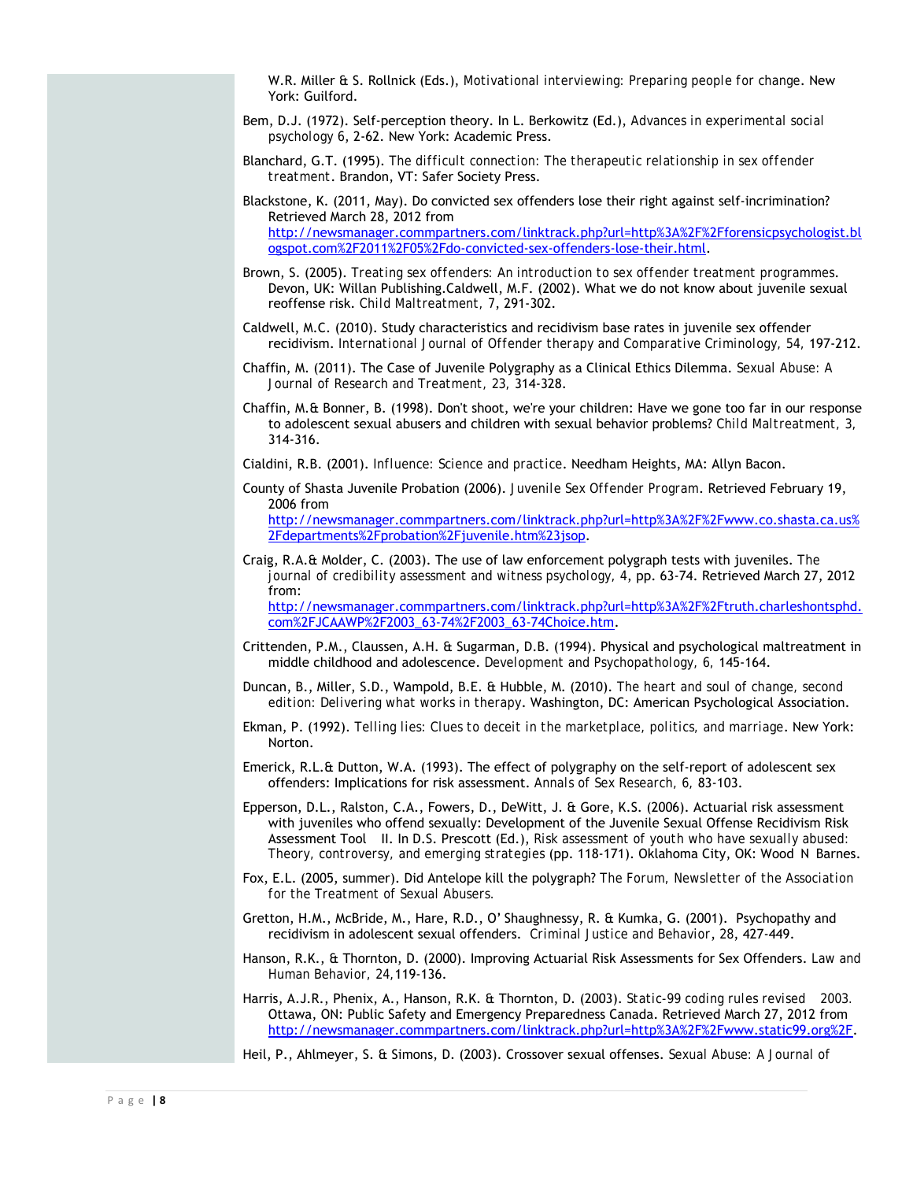W.R. Miller & S. Rollnick (Eds.), *Motivational interviewing: Preparing people for change*. New York: Guilford.

Bem, D.J. (1972). Self-perception theory. In L. Berkowitz (Ed.), *Advances in experimental social psychology* 6, 2-62. New York: Academic Press.

Blanchard, G.T. (1995). *The difficult connection: The therapeutic relationship in sex offender treatment*. Brandon, VT: Safer Society Press.

Blackstone, K. (2011, May). Do convicted sex offenders lose their right against self-incrimination? Retrieved March 28, 2012 from [http://newsmanager.commpartners.com/linktrack.php?url=http%3A%2F%2Fforensicpsychologist.blogspot.com%2F2011%2F05%2Fdo-convicted-sex-offenders-lose-their.html](http://newsmanager.commpartners.com/linktrack.php?url=http%3A%2F%2Fforensicpsychologist.blogspot.com%2F2011%2F05%2Fdo-convicted-sex-offenders-lose-their.html).

Brown, S. (2005). *Treating sex offenders: An introduction to sex offender treatment programmes*. Devon, UK: Willan Publishing.Caldwell, M.F. (2002). What we do not know about juvenile sexual reoffense risk. *Child Maltreatment, 7*, 291-302.

Caldwell, M.C. (2010). Study characteristics and recidivism base rates in juvenile sex offender recidivism. *International Journal of Offender therapy and Comparative Criminology, 54*, 197-212.

Chaffin, M. (2011). The Case of Juvenile Polygraphy as a Clinical Ethics Dilemma. *Sexual Abuse: A Journal of Research and Treatment, 23*, 314-328.

Chaffin, M.& Bonner, B. (1998). Don't shoot, we're your children: Have we gone too far in our response to adolescent sexual abusers and children with sexual behavior problems? *Child Maltreatment, 3*, 314-316.

Cialdini, R.B. (2001). *Influence: Science and practice*. Needham Heights, MA: Allyn Bacon.

County of Shasta Juvenile Probation (2006). *Juvenile Sex Offender Program*. Retrieved February 19, 2006 from [http://newsmanager.commpartners.com/linktrack.php?url=http%3A%2F%2Fwww.co.shasta.ca.us%2Fdepartments%2Fprobation%2Fjuvenile.htm%23jsop](http://newsmanager.commpartners.com/linktrack.php?url=http%3A%2F%2Fwww.co.shasta.ca.us%2Fdepartments%2Fprobation%2Fjuvenile.htm%23jsop).

Craig, R.A.& Molder, C. (2003). The use of law enforcement polygraph tests with juveniles. *The journal of credibility assessment and witness psychology, 4*, pp. 63-74. Retrieved March 27, 2012 from: [http://newsmanager.commpartners.com/linktrack.php?url=http%3A%2F%2Ftruth.charleshontsphd.com%2FJCAAWP%2F2003_63-74%2F2003_63-74Choice.htm](http://newsmanager.commpartners.com/linktrack.php?url=http%3A%2F%2Ftruth.charleshontsphd.com%2FJCAAWP%2F2003_63-74%2F2003_63-74Choice.htm).

Crittenden, P.M., Claussen, A.H. & Sugarman, D.B. (1994). Physical and psychological maltreatment in middle childhood and adolescence. *Development and Psychopathology, 6*, 145-164.

Duncan, B., Miller, S.D., Wampold, B.E. & Hubble, M. (2010). *The heart and soul of change, second edition: Delivering what works in therapy*. Washington, DC: American Psychological Association.

Ekman, P. (1992). *Telling lies: Clues to deceit in the marketplace, politics, and marriage*. New York: Norton.

Emerick, R.L.& Dutton, W.A. (1993). The effect of polygraphy on the self-report of adolescent sex offenders: Implications for risk assessment. *Annals of Sex Research, 6*, 83-103.

Epperson, D.L., Ralston, C.A., Fowers, D., DeWitt, J. & Gore, K.S. (2006). Actuarial risk assessment with juveniles who offend sexually: Development of the Juvenile Sexual Offense Recidivism Risk Assessment Tool II. In D.S. Prescott (Ed.), *Risk assessment of youth who have sexually abused: Theory, controversy, and emerging strategies* (pp. 118-171). Oklahoma City, OK: Wood N Barnes.

Fox, E.L. (2005, summer). Did Antelope kill the polygraph? *The Forum, Newsletter of the Association for the Treatment of Sexual Abusers.*

Gretton, H.M., McBride, M., Hare, R.D., O'Shaughnessy, R. & Kumka, G. (2001). Psychopathy and recidivism in adolescent sexual offenders. *Criminal Justice and Behavior*, 28, 427-449.

Hanson, R.K., & Thornton, D. (2000). Improving Actuarial Risk Assessments for Sex Offenders. *Law and Human Behavior, 24*,119-136.

Harris, A.J.R., Phenix, A., Hanson, R.K. & Thornton, D. (2003). *Static-99 coding rules revised 2003.* Ottawa, ON: Public Safety and Emergency Preparedness Canada. Retrieved March 27, 2012 from [http://newsmanager.commpartners.com/linktrack.php?url=http%3A%2F%2Fwww.static99.org%2F](http://newsmanager.commpartners.com/linktrack.php?url=http%3A%2F%2Fwww.static99.org%2F).

Heil, P., Ahlmeyer, S. & Simons, D. (2003). Crossover sexual offenses. *Sexual Abuse: A Journal of*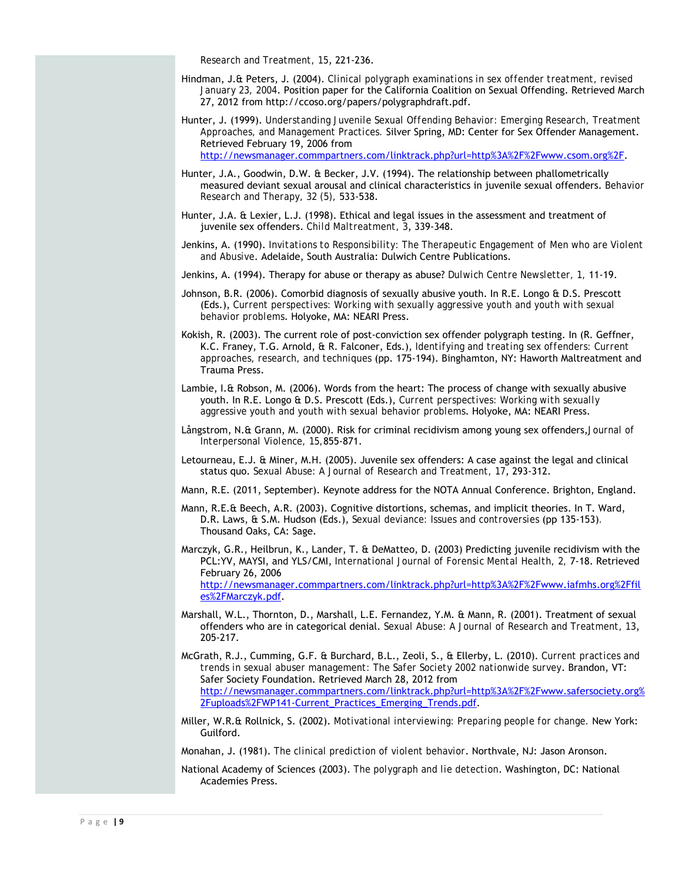Research and Treatment, 15, 221-236.

Hindman, J.& Peters, J. (2004). *Clinical polygraph examinations in sex offender treatment, revised January 23, 2004*. Position paper for the California Coalition on Sexual Offending. Retrieved March 27, 2012 from http://ccoso.org/papers/polygraphdraft.pdf.

Hunter, J. (1999). *Understanding Juvenile Sexual Offending Behavior: Emerging Research, Treatment Approaches, and Management Practices.* Silver Spring, MD: Center for Sex Offender Management. Retrieved February 19, 2006 from http://newsmanager.commpartners.com/linktrack.php?url=http%3A%2F%2Fwww.csom.org%2F.

Hunter, J.A., Goodwin, D.W. & Becker, J.V. (1994). The relationship between phallometrically measured deviant sexual arousal and clinical characteristics in juvenile sexual offenders. *Behavior Research and Therapy, 32* (5), 533-538.

Hunter, J.A. & Lexier, L.J. (1998). Ethical and legal issues in the assessment and treatment of juvenile sex offenders. *Child Maltreatment, 3*, 339-348.

Jenkins, A. (1990). *Invitations to Responsibility: The Therapeutic Engagement of Men who are Violent and Abusive*. Adelaide, South Australia: Dulwich Centre Publications.

Jenkins, A. (1994). Therapy for abuse or therapy as abuse? *Dulwich Centre Newsletter, 1*, 11-19.

Johnson, B.R. (2006). Comorbid diagnosis of sexually abusive youth. In R.E. Longo & D.S. Prescott (Eds.), *Current perspectives: Working with sexually aggressive youth and youth with sexual behavior problems*. Holyoke, MA: NEARI Press.

Kokish, R. (2003). The current role of post-conviction sex offender polygraph testing. In (R. Geffner, K.C. Franey, T.G. Arnold, & R. Falconer, Eds.), *Identifying and treating sex offenders: Current approaches, research, and techniques* (pp. 175-194). Binghamton, NY: Haworth Maltreatment and Trauma Press.

Lambie, I.& Robson, M. (2006). Words from the heart: The process of change with sexually abusive youth. In R.E. Longo & D.S. Prescott (Eds.), *Current perspectives: Working with sexually aggressive youth and youth with sexual behavior problems*. Holyoke, MA: NEARI Press.

Långstrom, N.& Grann, M. (2000). Risk for criminal recidivism among young sex offenders,*Journal of Interpersonal Violence, 15*,855-871.

Letourneau, E.J. & Miner, M.H. (2005). Juvenile sex offenders: A case against the legal and clinical status quo. *Sexual Abuse: A Journal of Research and Treatment, 17*, 293-312.

Mann, R.E. (2011, September). Keynote address for the NOTA Annual Conference. Brighton, England.

Mann, R.E.& Beech, A.R. (2003). Cognitive distortions, schemas, and implicit theories. In T. Ward, D.R. Laws, & S.M. Hudson (Eds.), *Sexual deviance: Issues and controversies* (pp 135-153). Thousand Oaks, CA: Sage.

Marczyk, G.R., Heilbrun, K., Lander, T. & DeMatteo, D. (2003) Predicting juvenile recidivism with the PCL:YV, MAYSI, and YLS/CMI, *International Journal of Forensic Mental Health, 2*, 7-18. Retrieved February 26, 2006 http://newsmanager.commpartners.com/linktrack.php?url=http%3A%2F%2Fwww.iafmhs.org%2Ffiles%2FMarczyk.pdf.

Marshall, W.L., Thornton, D., Marshall, L.E. Fernandez, Y.M. & Mann, R. (2001). Treatment of sexual offenders who are in categorical denial. *Sexual Abuse: A Journal of Research and Treatment, 13*, 205-217.

McGrath, R.J., Cumming, G.F. & Burchard, B.L., Zeoli, S., & Ellerby, L. (2010). *Current practices and trends in sexual abuser management: The Safer Society 2002 nationwide survey*. Brandon, VT: Safer Society Foundation. Retrieved March 28, 2012 from http://newsmanager.commpartners.com/linktrack.php?url=http%3A%2F%2Fwww.safersociety.org%2Fuploads%2FWP141-Current_Practices_Emerging_Trends.pdf.

Miller, W.R.& Rollnick, S. (2002). *Motivational interviewing: Preparing people for change*. New York: Guilford.

Monahan, J. (1981). *The clinical prediction of violent behavior*. Northvale, NJ: Jason Aronson.

National Academy of Sciences (2003). *The polygraph and lie detection*. Washington, DC: National Academies Press.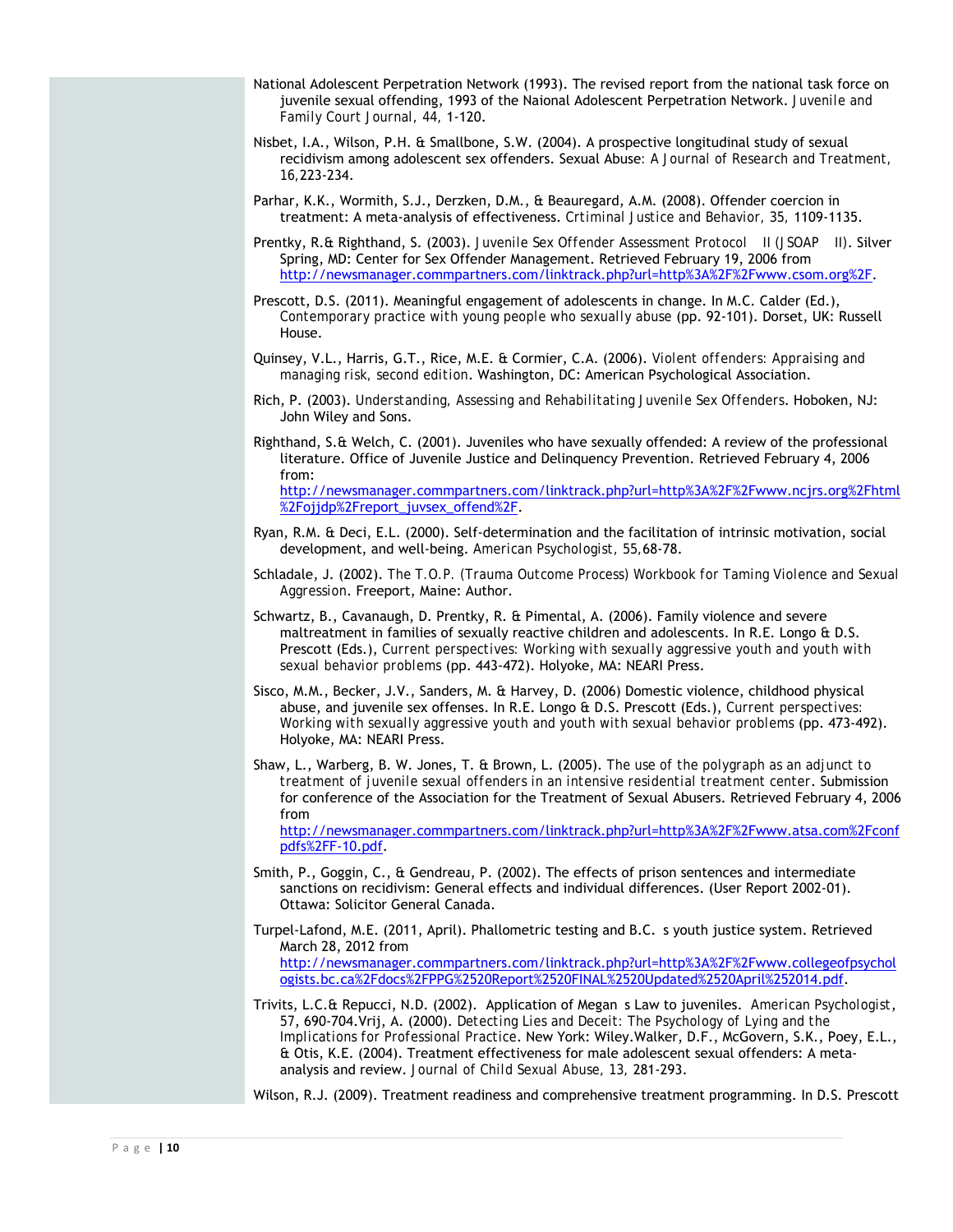National Adolescent Perpetration Network (1993). The revised report from the national task force on juvenile sexual offending, 1993 of the Naional Adolescent Perpetration Network. *Juvenile and Family Court Journal, 44,* 1-120.

Nisbet, I.A., Wilson, P.H. & Smallbone, S.W. (2004). A prospective longitudinal study of sexual recidivism among adolescent sex offenders. Sexual Abuse*: A Journal of Research and Treatment, 16,*223-234.

Parhar, K.K., Wormith, S.J., Derzken, D.M., & Beauregard, A.M. (2008). Offender coercion in treatment: A meta-analysis of effectiveness. *Crtiminal Justice and Behavior, 35,* 1109-1135.

Prentky, R.& Righthand, S. (2003). *Juvenile Sex Offender Assessment Protocol II (JSOAP II).* Silver Spring, MD: Center for Sex Offender Management. Retrieved February 19, 2006 from http://newsmanager.commpartners.com/linktrack.php?url=http%3A%2F%2Fwww.csom.org%2F.

Prescott, D.S. (2011). Meaningful engagement of adolescents in change. In M.C. Calder (Ed.), *Contemporary practice with young people who sexually abuse* (pp. 92-101). Dorset, UK: Russell House.

Quinsey, V.L., Harris, G.T., Rice, M.E. & Cormier, C.A. (2006). *Violent offenders: Appraising and managing risk, second edition*. Washington, DC: American Psychological Association.

Rich, P. (2003). *Understanding, Assessing and Rehabilitating Juvenile Sex Offenders*. Hoboken, NJ: John Wiley and Sons.

Righthand, S.& Welch, C. (2001). Juveniles who have sexually offended: A review of the professional literature. Office of Juvenile Justice and Delinquency Prevention. Retrieved February 4, 2006 from: http://newsmanager.commpartners.com/linktrack.php?url=http%3A%2F%2Fwww.ncjrs.org%2Fhtml%2Fojjdp%2Freport_juvsex_offend%2F.

Ryan, R.M. & Deci, E.L. (2000). Self-determination and the facilitation of intrinsic motivation, social development, and well-being. *American Psychologist, 55,*68-78.

Schladale, J. (2002). *The T.O.P. (Trauma Outcome Process) Workbook for Taming Violence and Sexual Aggression*. Freeport, Maine: Author.

Schwartz, B., Cavanaugh, D. Prentky, R. & Pimental, A. (2006). Family violence and severe maltreatment in families of sexually reactive children and adolescents. In R.E. Longo & D.S. Prescott (Eds.), *Current perspectives: Working with sexually aggressive youth and youth with sexual behavior problems* (pp. 443-472). Holyoke, MA: NEARI Press.

Sisco, M.M., Becker, J.V., Sanders, M. & Harvey, D. (2006) Domestic violence, childhood physical abuse, and juvenile sex offenses. In R.E. Longo & D.S. Prescott (Eds.), *Current perspectives: Working with sexually aggressive youth and youth with sexual behavior problems* (pp. 473-492). Holyoke, MA: NEARI Press.

Shaw, L., Warberg, B. W. Jones, T. & Brown, L. (2005). *The use of the polygraph as an adjunct to treatment of juvenile sexual offenders in an intensive residential treatment center*. Submission for conference of the Association for the Treatment of Sexual Abusers. Retrieved February 4, 2006 from http://newsmanager.commpartners.com/linktrack.php?url=http%3A%2F%2Fwww.atsa.com%2Fconfpdfs%2FF-10.pdf.

Smith, P., Goggin, C., & Gendreau, P. (2002). The effects of prison sentences and intermediate sanctions on recidivism: General effects and individual differences. (User Report 2002-01). Ottawa: Solicitor General Canada.

Turpel-Lafond, M.E. (2011, April). Phallometric testing and B.C. s youth justice system. Retrieved March 28, 2012 from http://newsmanager.commpartners.com/linktrack.php?url=http%3A%2F%2Fwww.collegeofpsychologists.bc.ca%2Fdocs%2FPPG%2520Report%2520FINAL%2520Updated%2520April%252014.pdf.

Trivits, L.C.& Repucci, N.D. (2002). Application of Megan s Law to juveniles. *American Psychologist,* 57, 690-704.Vrij, A. (2000). *Detecting Lies and Deceit: The Psychology of Lying and the Implications for Professional Practice*. New York: Wiley.Walker, D.F., McGovern, S.K., Poey, E.L., & Otis, K.E. (2004). Treatment effectiveness for male adolescent sexual offenders: A meta-analysis and review. *Journal of Child Sexual Abuse, 13,* 281-293.

Wilson, R.J. (2009). Treatment readiness and comprehensive treatment programming. In D.S. Prescott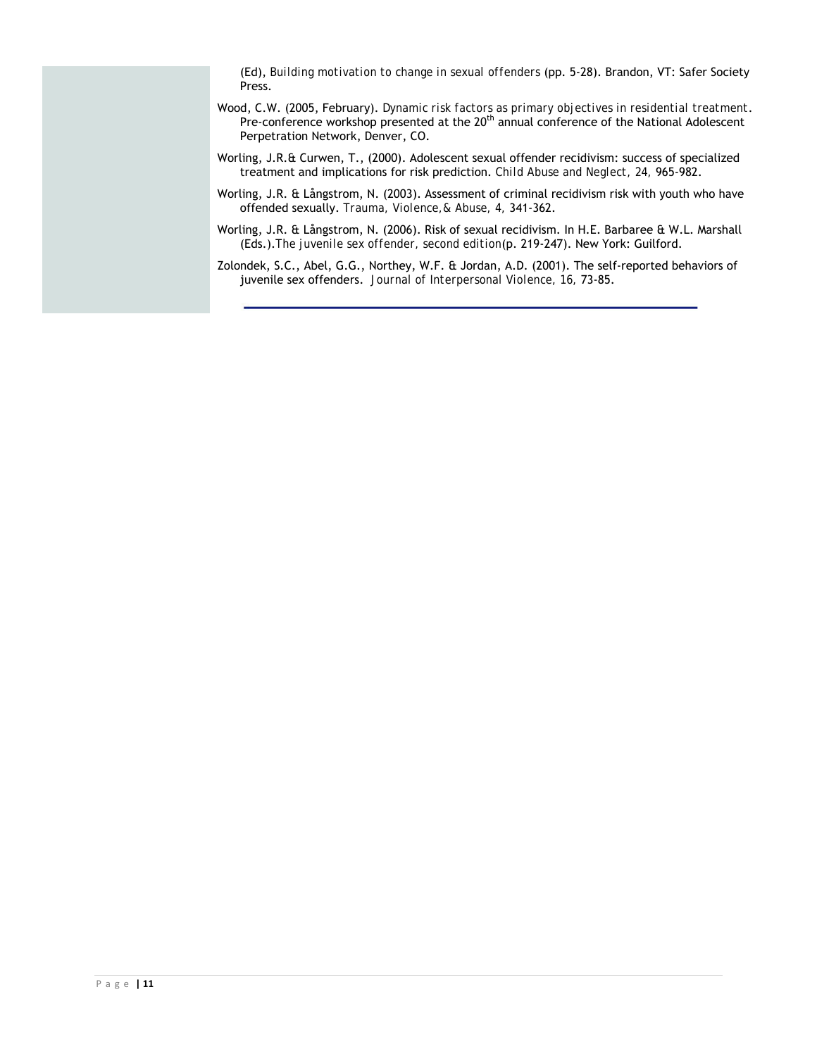(Ed), *Building motivation to change in sexual offenders* (pp. 5-28). Brandon, VT: Safer Society Press.

Wood, C.W. (2005, February). *Dynamic risk factors as primary objectives in residential treatment*. Pre-conference workshop presented at the 20th annual conference of the National Adolescent Perpetration Network, Denver, CO.

Worling, J.R.& Curwen, T., (2000). Adolescent sexual offender recidivism: success of specialized treatment and implications for risk prediction. *Child Abuse and Neglect, 24*, 965-982.

Worling, J.R. & Långstrom, N. (2003). Assessment of criminal recidivism risk with youth who have offended sexually. *Trauma, Violence,& Abuse, 4*, 341-362.

Worling, J.R. & Långstrom, N. (2006). Risk of sexual recidivism. In H.E. Barbaree & W.L. Marshall (Eds.).*The juvenile sex offender, second edition*(p. 219-247). New York: Guilford.

Zolondek, S.C., Abel, G.G., Northey, W.F. & Jordan, A.D. (2001). The self-reported behaviors of juvenile sex offenders. *Journal of Interpersonal Violence, 16*, 73-85.